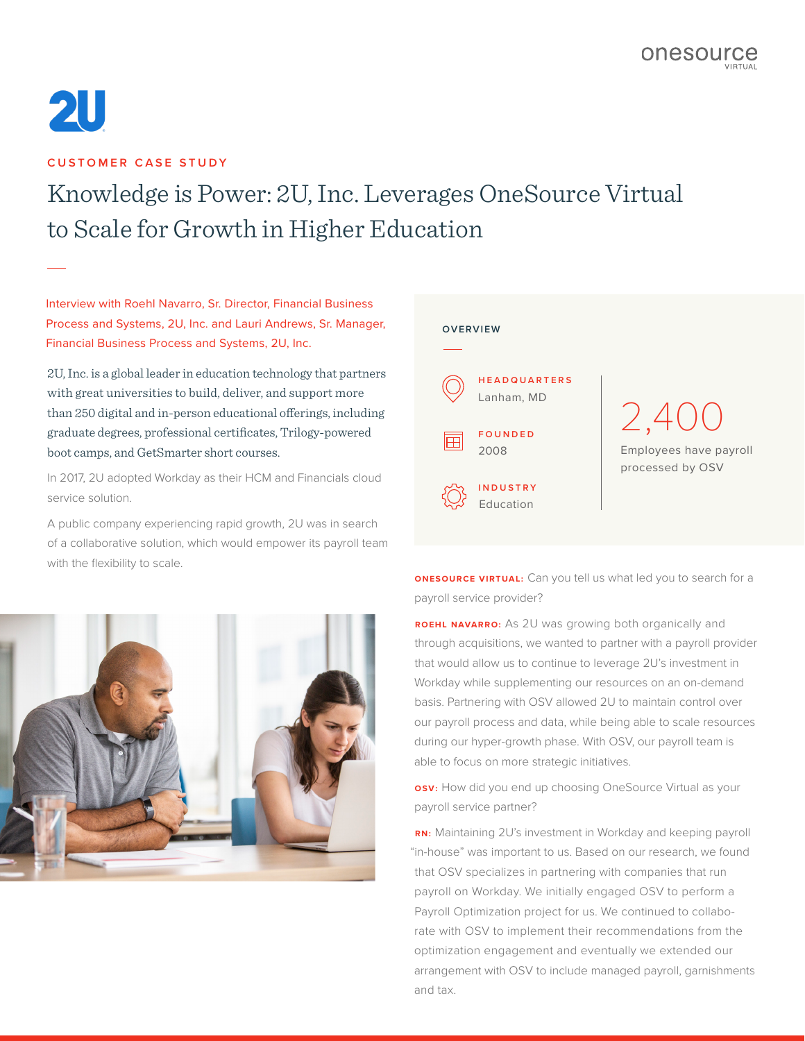# Knowledge is Power: 2U, Inc. Leverages OneSource Virtual to Scale for Growth in Higher Education

CUSTOMER CASE STUDY

Interview with Roehl Navarro, Sr. Director, Financial Business Process and Systems, 2U, Inc. and Lauri Andrews, Sr. Manager, Financial Business Process and Systems, 2U, Inc.

2U, Inc. is a global leader in education technology that partners with great universities to build, deliver, and support more than 250 digital and in-person educational offerings, including graduate degrees, professional certificates, Trilogy-powered boot camps, and GetSmarter short courses.

In 2017, 2U adopted Workday as their HCM and Financials cloud service solution.

A public company experiencing rapid growth, 2U was in search of a collaborative solution, which would empower its payroll team with the flexibility to scale.

## OVERVIEW

**HEADQUARTERS**
Lanham, MD

**FOUNDED**
2008

**INDUSTRY**
Education

**2,400**
Employees have payroll processed by OSV

**ONESOURCE VIRTUAL:** Can you tell us what led you to search for a payroll service provider?

**ROEHL NAVARRO:** As 2U was growing both organically and through acquisitions, we wanted to partner with a payroll provider that would allow us to continue to leverage 2U's investment in Workday while supplementing our resources on an on-demand basis. Partnering with OSV allowed 2U to maintain control over our payroll process and data, while being able to scale resources during our hyper-growth phase. With OSV, our payroll team is able to focus on more strategic initiatives.

**OSV:** How did you end up choosing OneSource Virtual as your payroll service partner?

**RN:** Maintaining 2U's investment in Workday and keeping payroll "in-house" was important to us. Based on our research, we found that OSV specializes in partnering with companies that run payroll on Workday. We initially engaged OSV to perform a Payroll Optimization project for us. We continued to collaborate with OSV to implement their recommendations from the optimization engagement and eventually we extended our arrangement with OSV to include managed payroll, garnishments and tax.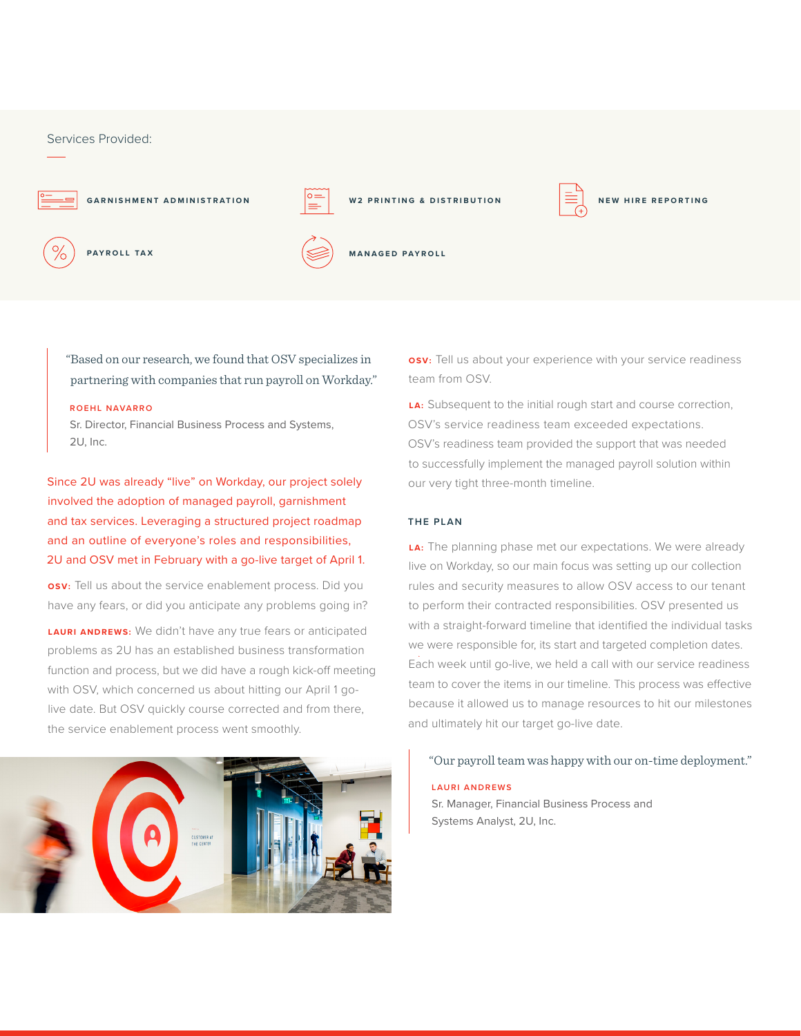Services Provided:

- **GARNISHMENT ADMINISTRATION**
- **W2 PRINTING & DISTRIBUTION**
- **NEW HIRE REPORTING**
- **PAYROLL TAX**
- **MANAGED PAYROLL**

> "Based on our research, we found that OSV specializes in partnering with companies that run payroll on Workday."
>
> **ROEHL NAVARRO**
> Sr. Director, Financial Business Process and Systems, 2U, Inc.

Since 2U was already "live" on Workday, our project solely involved the adoption of managed payroll, garnishment and tax services. Leveraging a structured project roadmap and an outline of everyone's roles and responsibilities, 2U and OSV met in February with a go-live target of April 1.

**OSV:** Tell us about the service enablement process. Did you have any fears, or did you anticipate any problems going in?

**LAURI ANDREWS:** We didn't have any true fears or anticipated problems as 2U has an established business transformation function and process, but we did have a rough kick-off meeting with OSV, which concerned us about hitting our April 1 go-live date. But OSV quickly course corrected and from there, the service enablement process went smoothly.

**OSV:** Tell us about your experience with your service readiness team from OSV.

**LA:** Subsequent to the initial rough start and course correction, OSV's service readiness team exceeded expectations. OSV's readiness team provided the support that was needed to successfully implement the managed payroll solution within our very tight three-month timeline.

## THE PLAN

**LA:** The planning phase met our expectations. We were already live on Workday, so our main focus was setting up our collection rules and security measures to allow OSV access to our tenant to perform their contracted responsibilities. OSV presented us with a straight-forward timeline that identified the individual tasks we were responsible for, its start and targeted completion dates. Each week until go-live, we held a call with our service readiness team to cover the items in our timeline. This process was effective because it allowed us to manage resources to hit our milestones and ultimately hit our target go-live date.

> "Our payroll team was happy with our on-time deployment."
>
> **LAURI ANDREWS**
> Sr. Manager, Financial Business Process and Systems Analyst, 2U, Inc.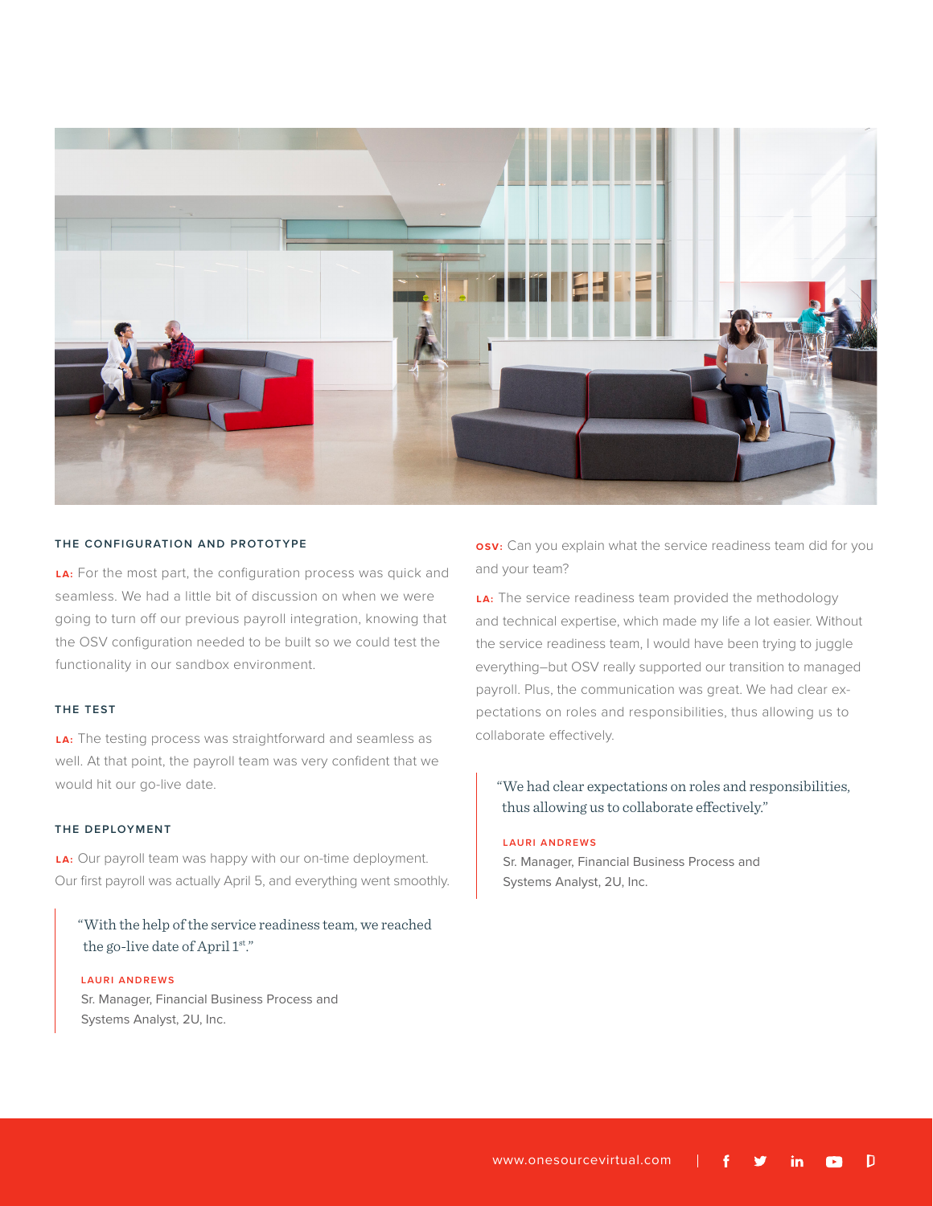### THE CONFIGURATION AND PROTOTYPE

**LA:** For the most part, the configuration process was quick and seamless. We had a little bit of discussion on when we were going to turn off our previous payroll integration, knowing that the OSV configuration needed to be built so we could test the functionality in our sandbox environment.

### THE TEST

**LA:** The testing process was straightforward and seamless as well. At that point, the payroll team was very confident that we would hit our go-live date.

### THE DEPLOYMENT

**LA:** Our payroll team was happy with our on-time deployment. Our first payroll was actually April 5, and everything went smoothly.

> "With the help of the service readiness team, we reached the go-live date of April 1st."
>
> **LAURI ANDREWS**
> Sr. Manager, Financial Business Process and Systems Analyst, 2U, Inc.

**OSV:** Can you explain what the service readiness team did for you and your team?

**LA:** The service readiness team provided the methodology and technical expertise, which made my life a lot easier. Without the service readiness team, I would have been trying to juggle everything–but OSV really supported our transition to managed payroll. Plus, the communication was great. We had clear expectations on roles and responsibilities, thus allowing us to collaborate effectively.

> "We had clear expectations on roles and responsibilities, thus allowing us to collaborate effectively."
>
> **LAURI ANDREWS**
> Sr. Manager, Financial Business Process and Systems Analyst, 2U, Inc.

www.onesourcevirtual.com